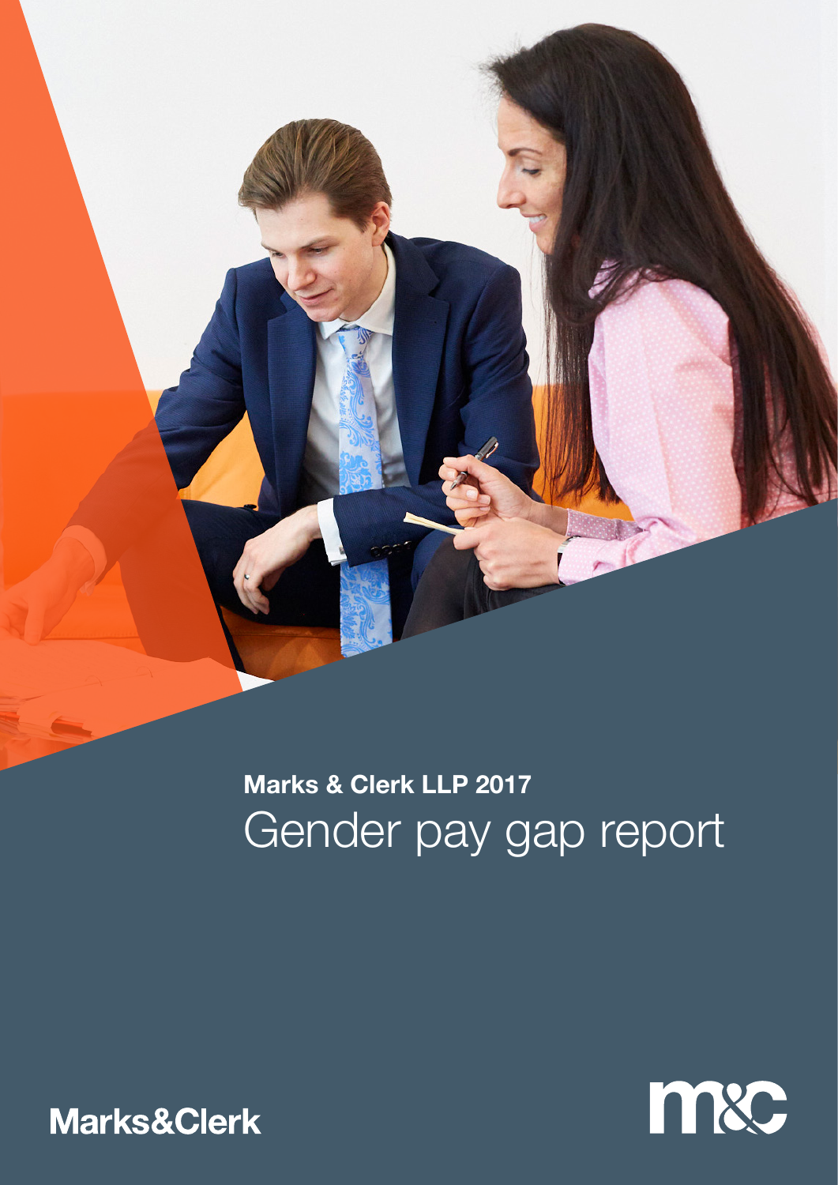**Marks & Clerk LLP 2017**

# Gender pay gap report

Marks&Clerk

m&c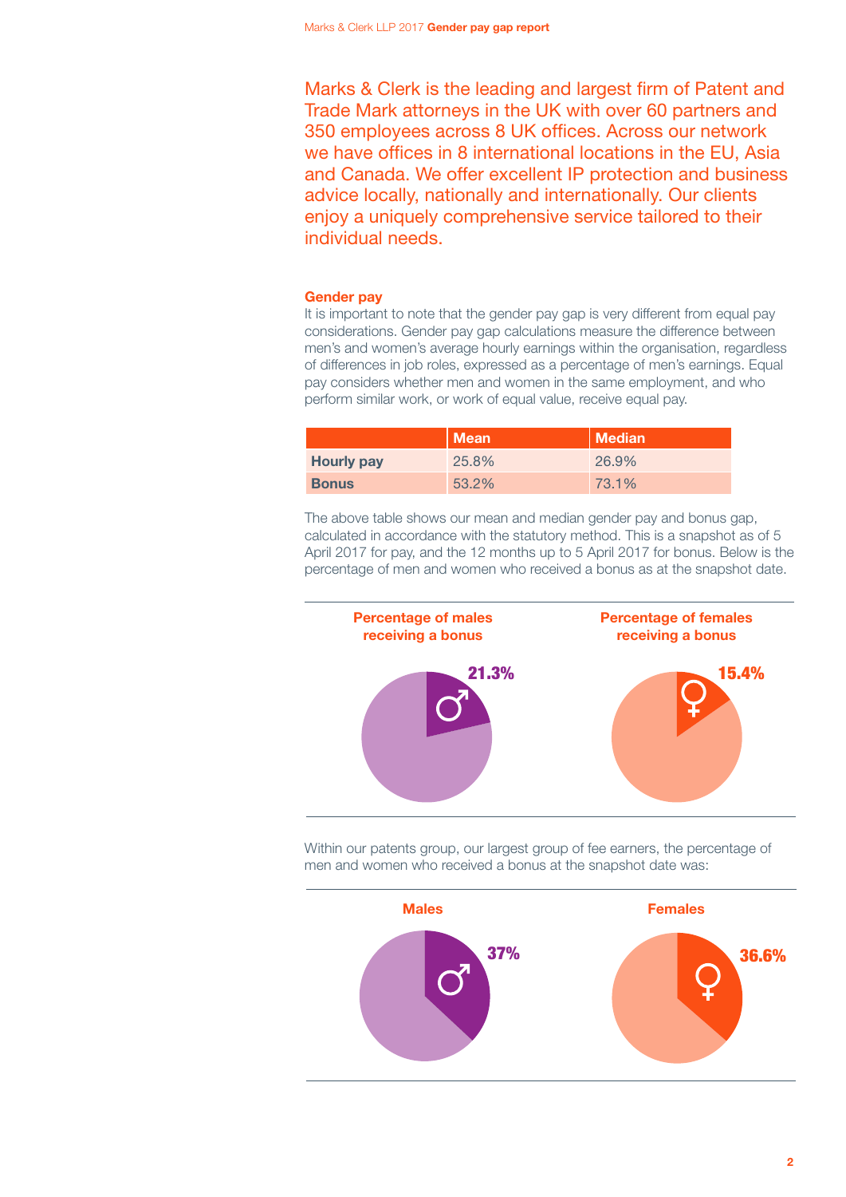Marks & Clerk is the leading and largest firm of Patent and Trade Mark attorneys in the UK with over 60 partners and 350 employees across 8 UK offices. Across our network we have offices in 8 international locations in the EU, Asia and Canada. We offer excellent IP protection and business advice locally, nationally and internationally. Our clients enjoy a uniquely comprehensive service tailored to their individual needs.

### Gender pay

It is important to note that the gender pay gap is very different from equal pay considerations. Gender pay gap calculations measure the difference between men's and women's average hourly earnings within the organisation, regardless of differences in job roles, expressed as a percentage of men's earnings. Equal pay considers whether men and women in the same employment, and who perform similar work, or work of equal value, receive equal pay.

| | Mean | Median |
|---|---|---|
| **Hourly pay** | 25.8% | 26.9% |
| **Bonus** | 53.2% | 73.1% |

The above table shows our mean and median gender pay and bonus gap, calculated in accordance with the statutory method. This is a snapshot as of 5 April 2017 for pay, and the 12 months up to 5 April 2017 for bonus. Below is the percentage of men and women who received a bonus as at the snapshot date.

**Percentage of males receiving a bonus**

21.3%

**Percentage of females receiving a bonus**

15.4%

Within our patents group, our largest group of fee earners, the percentage of men and women who received a bonus at the snapshot date was:

**Males**

37%

**Females**

36.6%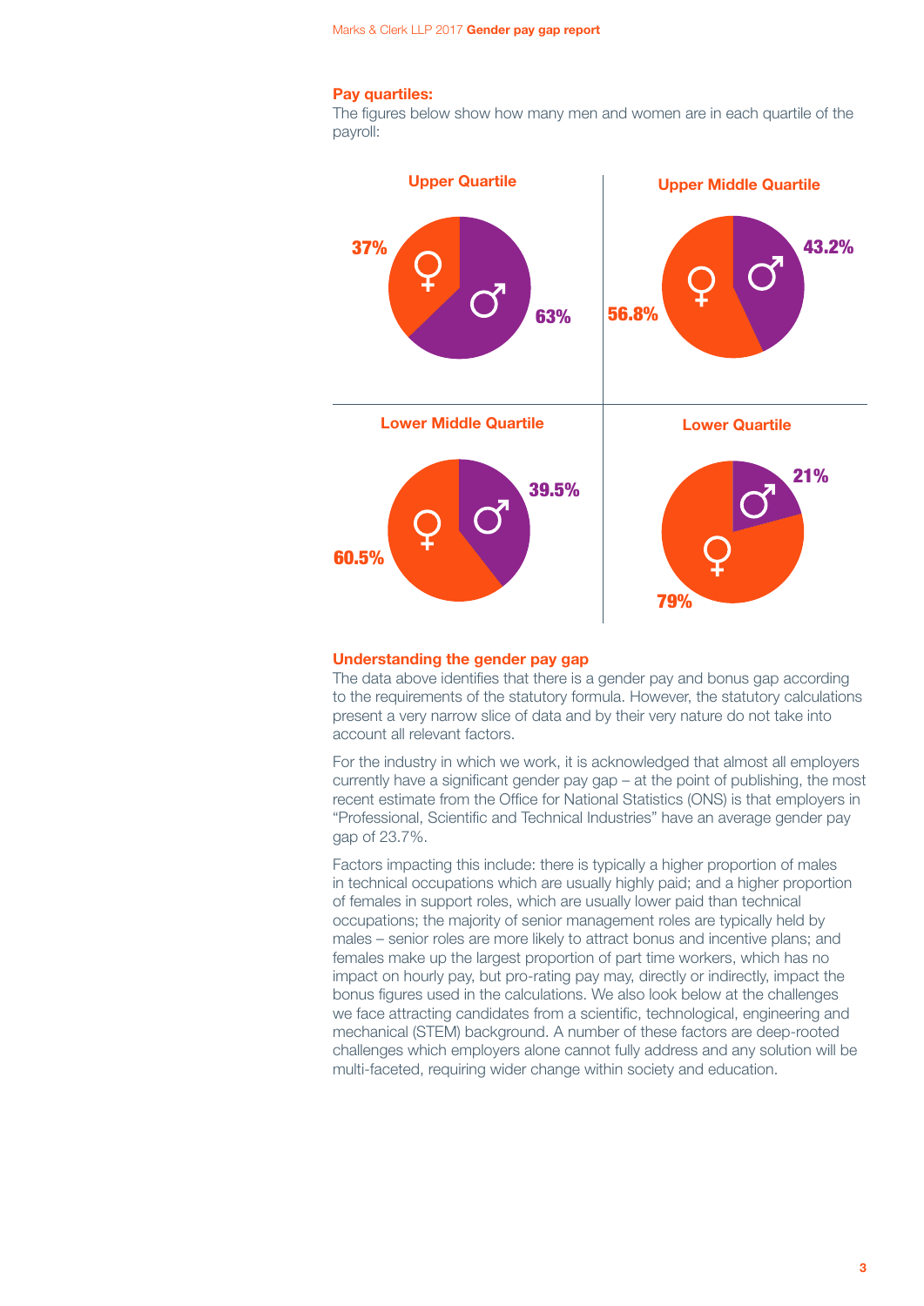**Pay quartiles:**

The figures below show how many men and women are in each quartile of the payroll:

**Upper Quartile**

37% ♀ — 63% ♂

**Upper Middle Quartile**

56.8% ♀ — 43.2% ♂

**Lower Middle Quartile**

60.5% ♀ — 39.5% ♂

**Lower Quartile**

79% ♀ — 21% ♂

## Understanding the gender pay gap

The data above identifies that there is a gender pay and bonus gap according to the requirements of the statutory formula. However, the statutory calculations present a very narrow slice of data and by their very nature do not take into account all relevant factors.

For the industry in which we work, it is acknowledged that almost all employers currently have a significant gender pay gap – at the point of publishing, the most recent estimate from the Office for National Statistics (ONS) is that employers in "Professional, Scientific and Technical Industries" have an average gender pay gap of 23.7%.

Factors impacting this include: there is typically a higher proportion of males in technical occupations which are usually highly paid; and a higher proportion of females in support roles, which are usually lower paid than technical occupations; the majority of senior management roles are typically held by males – senior roles are more likely to attract bonus and incentive plans; and females make up the largest proportion of part time workers, which has no impact on hourly pay, but pro-rating pay may, directly or indirectly, impact the bonus figures used in the calculations. We also look below at the challenges we face attracting candidates from a scientific, technological, engineering and mechanical (STEM) background. A number of these factors are deep-rooted challenges which employers alone cannot fully address and any solution will be multi-faceted, requiring wider change within society and education.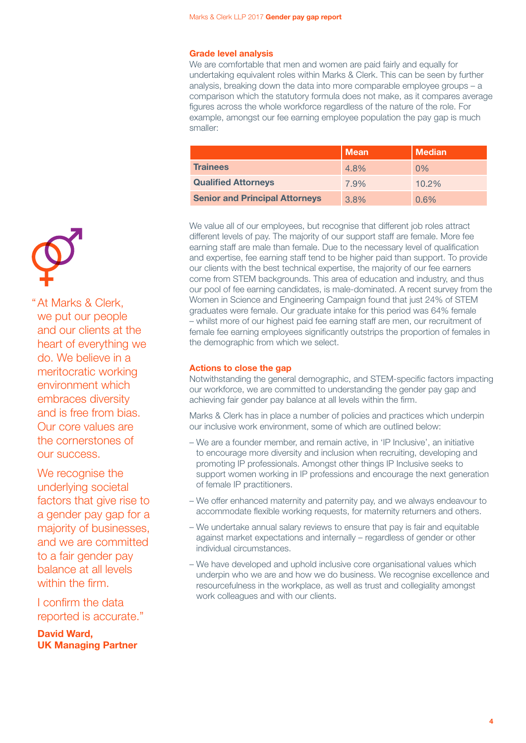## Grade level analysis

We are comfortable that men and women are paid fairly and equally for undertaking equivalent roles within Marks & Clerk. This can be seen by further analysis, breaking down the data into more comparable employee groups – a comparison which the statutory formula does not make, as it compares average figures across the whole workforce regardless of the nature of the role. For example, amongst our fee earning employee population the pay gap is much smaller:

| | Mean | Median |
|---|---|---|
| **Trainees** | 4.8% | 0% |
| **Qualified Attorneys** | 7.9% | 10.2% |
| **Senior and Principal Attorneys** | 3.8% | 0.6% |

We value all of our employees, but recognise that different job roles attract different levels of pay. The majority of our support staff are female. More fee earning staff are male than female. Due to the necessary level of qualification and expertise, fee earning staff tend to be higher paid than support. To provide our clients with the best technical expertise, the majority of our fee earners come from STEM backgrounds. This area of education and industry, and thus our pool of fee earning candidates, is male-dominated. A recent survey from the Women in Science and Engineering Campaign found that just 24% of STEM graduates were female. Our graduate intake for this period was 64% female – whilst more of our highest paid fee earning staff are men, our recruitment of female fee earning employees significantly outstrips the proportion of females in the demographic from which we select.

## Actions to close the gap

Notwithstanding the general demographic, and STEM-specific factors impacting our workforce, we are committed to understanding the gender pay gap and achieving fair gender pay balance at all levels within the firm.

Marks & Clerk has in place a number of policies and practices which underpin our inclusive work environment, some of which are outlined below:

- We are a founder member, and remain active, in 'IP Inclusive', an initiative to encourage more diversity and inclusion when recruiting, developing and promoting IP professionals. Amongst other things IP Inclusive seeks to support women working in IP professions and encourage the next generation of female IP practitioners.
- We offer enhanced maternity and paternity pay, and we always endeavour to accommodate flexible working requests, for maternity returners and others.
- We undertake annual salary reviews to ensure that pay is fair and equitable against market expectations and internally – regardless of gender or other individual circumstances.
- We have developed and uphold inclusive core organisational values which underpin who we are and how we do business. We recognise excellence and resourcefulness in the workplace, as well as trust and collegiality amongst work colleagues and with our clients.

"At Marks & Clerk, we put our people and our clients at the heart of everything we do. We believe in a meritocratic working environment which embraces diversity and is free from bias. Our core values are the cornerstones of our success.

We recognise the underlying societal factors that give rise to a gender pay gap for a majority of businesses, and we are committed to a fair gender pay balance at all levels within the firm.

I confirm the data reported is accurate."

**David Ward, UK Managing Partner**